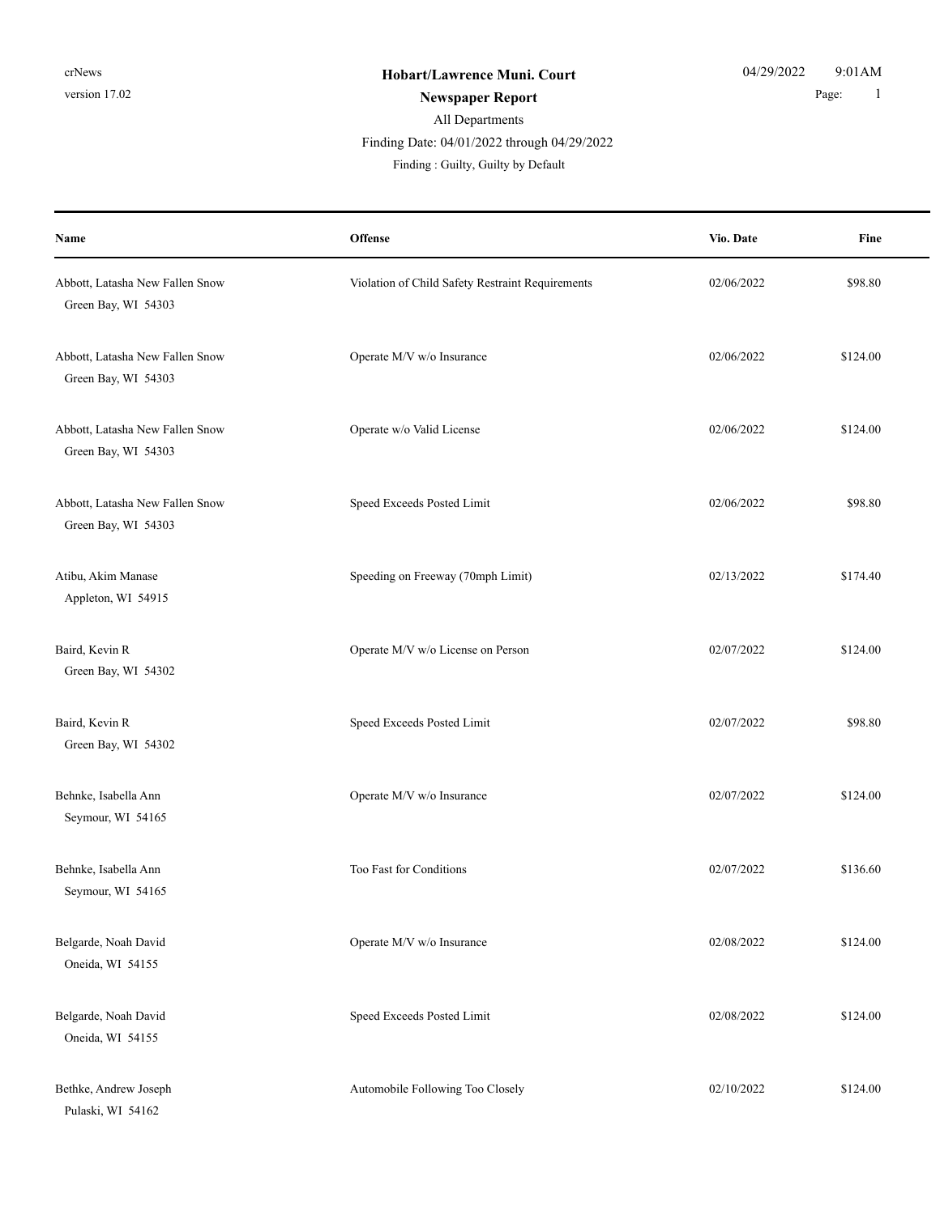**Hobart/Lawrence Muni. Court**

**Newspaper Report**

All Departments

Finding Date: 04/01/2022 through 04/29/2022

Finding : Guilty, Guilty by Default

| Name | Offense | Vio. Date | Fine |
|---|---|---|---|
| Abbott, Latasha New Fallen Snow<br>Green Bay, WI 54303 | Violation of Child Safety Restraint Requirements | 02/06/2022 | $98.80 |
| Abbott, Latasha New Fallen Snow<br>Green Bay, WI 54303 | Operate M/V w/o Insurance | 02/06/2022 | $124.00 |
| Abbott, Latasha New Fallen Snow<br>Green Bay, WI 54303 | Operate w/o Valid License | 02/06/2022 | $124.00 |
| Abbott, Latasha New Fallen Snow<br>Green Bay, WI 54303 | Speed Exceeds Posted Limit | 02/06/2022 | $98.80 |
| Atibu, Akim Manase<br>Appleton, WI 54915 | Speeding on Freeway (70mph Limit) | 02/13/2022 | $174.40 |
| Baird, Kevin R<br>Green Bay, WI 54302 | Operate M/V w/o License on Person | 02/07/2022 | $124.00 |
| Baird, Kevin R<br>Green Bay, WI 54302 | Speed Exceeds Posted Limit | 02/07/2022 | $98.80 |
| Behnke, Isabella Ann<br>Seymour, WI 54165 | Operate M/V w/o Insurance | 02/07/2022 | $124.00 |
| Behnke, Isabella Ann<br>Seymour, WI 54165 | Too Fast for Conditions | 02/07/2022 | $136.60 |
| Belgarde, Noah David<br>Oneida, WI 54155 | Operate M/V w/o Insurance | 02/08/2022 | $124.00 |
| Belgarde, Noah David<br>Oneida, WI 54155 | Speed Exceeds Posted Limit | 02/08/2022 | $124.00 |
| Bethke, Andrew Joseph<br>Pulaski, WI 54162 | Automobile Following Too Closely | 02/10/2022 | $124.00 |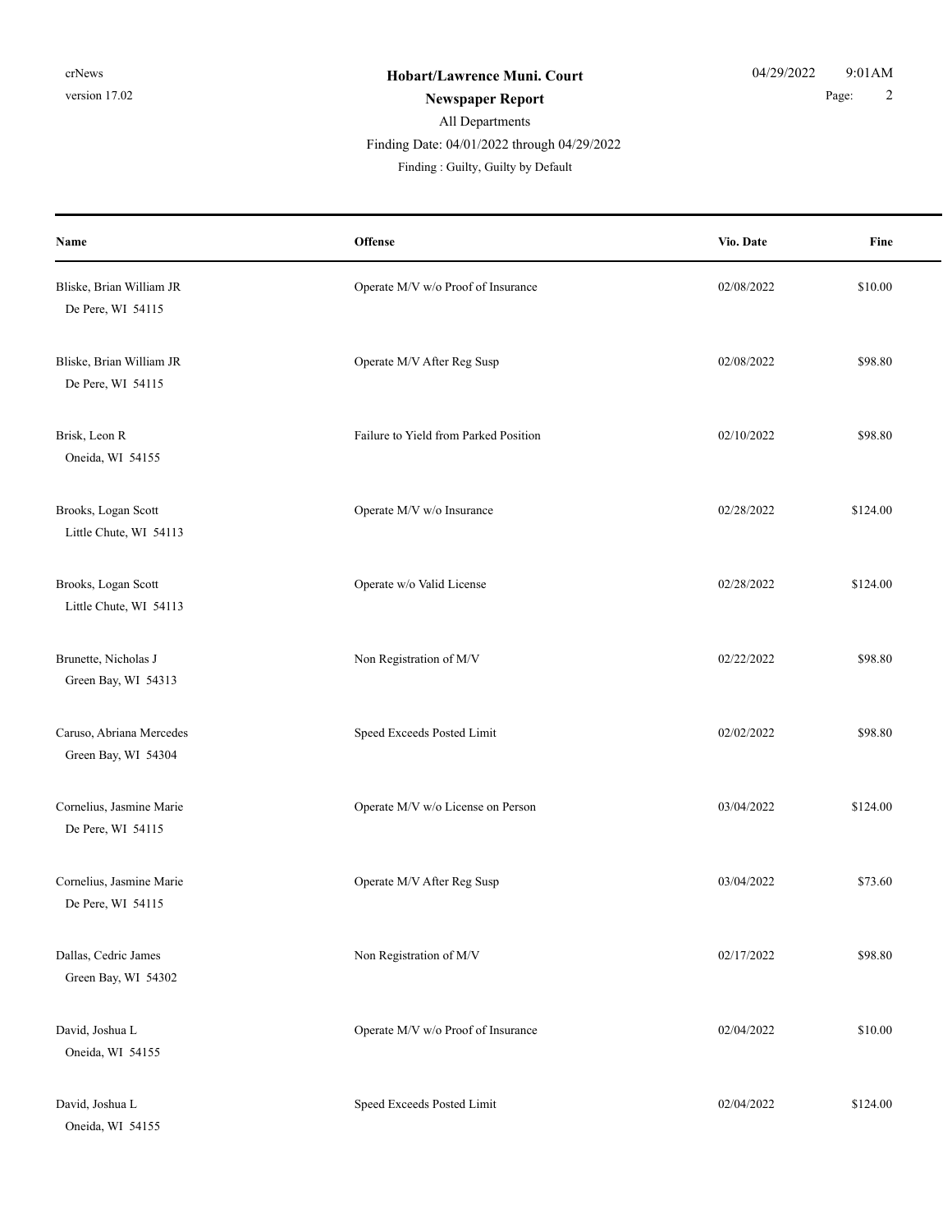**Hobart/Lawrence Muni. Court**

**Newspaper Report**

All Departments

Finding Date: 04/01/2022 through 04/29/2022

Finding : Guilty, Guilty by Default

| Name | Offense | Vio. Date | Fine |
|---|---|---|---|
| Bliske, Brian William JR<br>De Pere, WI 54115 | Operate M/V w/o Proof of Insurance | 02/08/2022 | $10.00 |
| Bliske, Brian William JR<br>De Pere, WI 54115 | Operate M/V After Reg Susp | 02/08/2022 | $98.80 |
| Brisk, Leon R<br>Oneida, WI 54155 | Failure to Yield from Parked Position | 02/10/2022 | $98.80 |
| Brooks, Logan Scott<br>Little Chute, WI 54113 | Operate M/V w/o Insurance | 02/28/2022 | $124.00 |
| Brooks, Logan Scott<br>Little Chute, WI 54113 | Operate w/o Valid License | 02/28/2022 | $124.00 |
| Brunette, Nicholas J<br>Green Bay, WI 54313 | Non Registration of M/V | 02/22/2022 | $98.80 |
| Caruso, Abriana Mercedes<br>Green Bay, WI 54304 | Speed Exceeds Posted Limit | 02/02/2022 | $98.80 |
| Cornelius, Jasmine Marie<br>De Pere, WI 54115 | Operate M/V w/o License on Person | 03/04/2022 | $124.00 |
| Cornelius, Jasmine Marie<br>De Pere, WI 54115 | Operate M/V After Reg Susp | 03/04/2022 | $73.60 |
| Dallas, Cedric James<br>Green Bay, WI 54302 | Non Registration of M/V | 02/17/2022 | $98.80 |
| David, Joshua L<br>Oneida, WI 54155 | Operate M/V w/o Proof of Insurance | 02/04/2022 | $10.00 |
| David, Joshua L<br>Oneida, WI 54155 | Speed Exceeds Posted Limit | 02/04/2022 | $124.00 |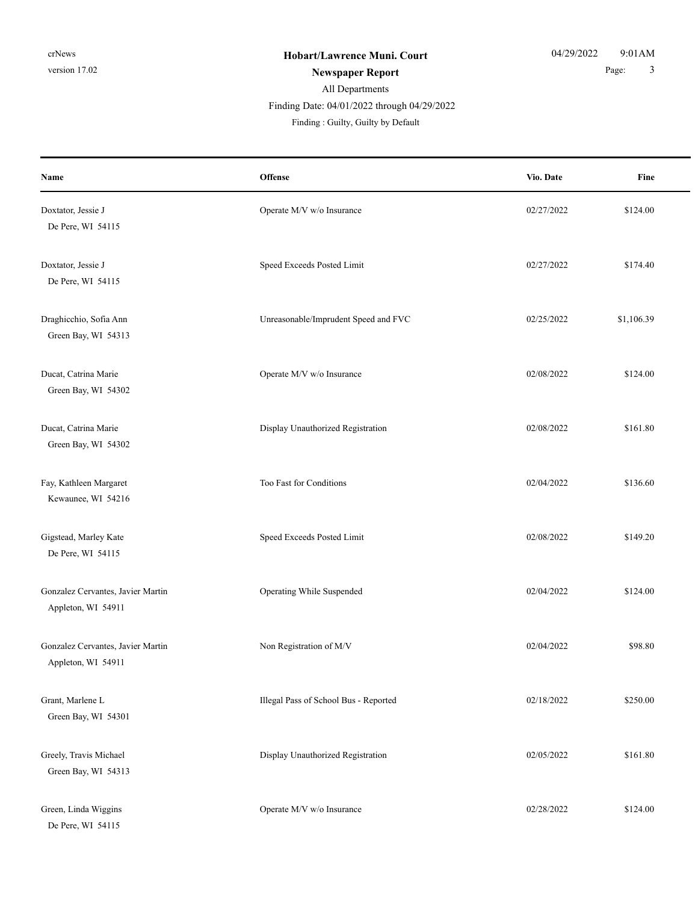| Name | Offense | Vio. Date | Fine |
|---|---|---|---|
| Doxtator, Jessie J<br>De Pere, WI 54115 | Operate M/V w/o Insurance | 02/27/2022 | $124.00 |
| Doxtator, Jessie J<br>De Pere, WI 54115 | Speed Exceeds Posted Limit | 02/27/2022 | $174.40 |
| Draghicchio, Sofia Ann<br>Green Bay, WI 54313 | Unreasonable/Imprudent Speed and FVC | 02/25/2022 | $1,106.39 |
| Ducat, Catrina Marie<br>Green Bay, WI 54302 | Operate M/V w/o Insurance | 02/08/2022 | $124.00 |
| Ducat, Catrina Marie<br>Green Bay, WI 54302 | Display Unauthorized Registration | 02/08/2022 | $161.80 |
| Fay, Kathleen Margaret<br>Kewaunee, WI 54216 | Too Fast for Conditions | 02/04/2022 | $136.60 |
| Gigstead, Marley Kate<br>De Pere, WI 54115 | Speed Exceeds Posted Limit | 02/08/2022 | $149.20 |
| Gonzalez Cervantes, Javier Martin<br>Appleton, WI 54911 | Operating While Suspended | 02/04/2022 | $124.00 |
| Gonzalez Cervantes, Javier Martin<br>Appleton, WI 54911 | Non Registration of M/V | 02/04/2022 | $98.80 |
| Grant, Marlene L<br>Green Bay, WI 54301 | Illegal Pass of School Bus - Reported | 02/18/2022 | $250.00 |
| Greely, Travis Michael<br>Green Bay, WI 54313 | Display Unauthorized Registration | 02/05/2022 | $161.80 |
| Green, Linda Wiggins<br>De Pere, WI 54115 | Operate M/V w/o Insurance | 02/28/2022 | $124.00 |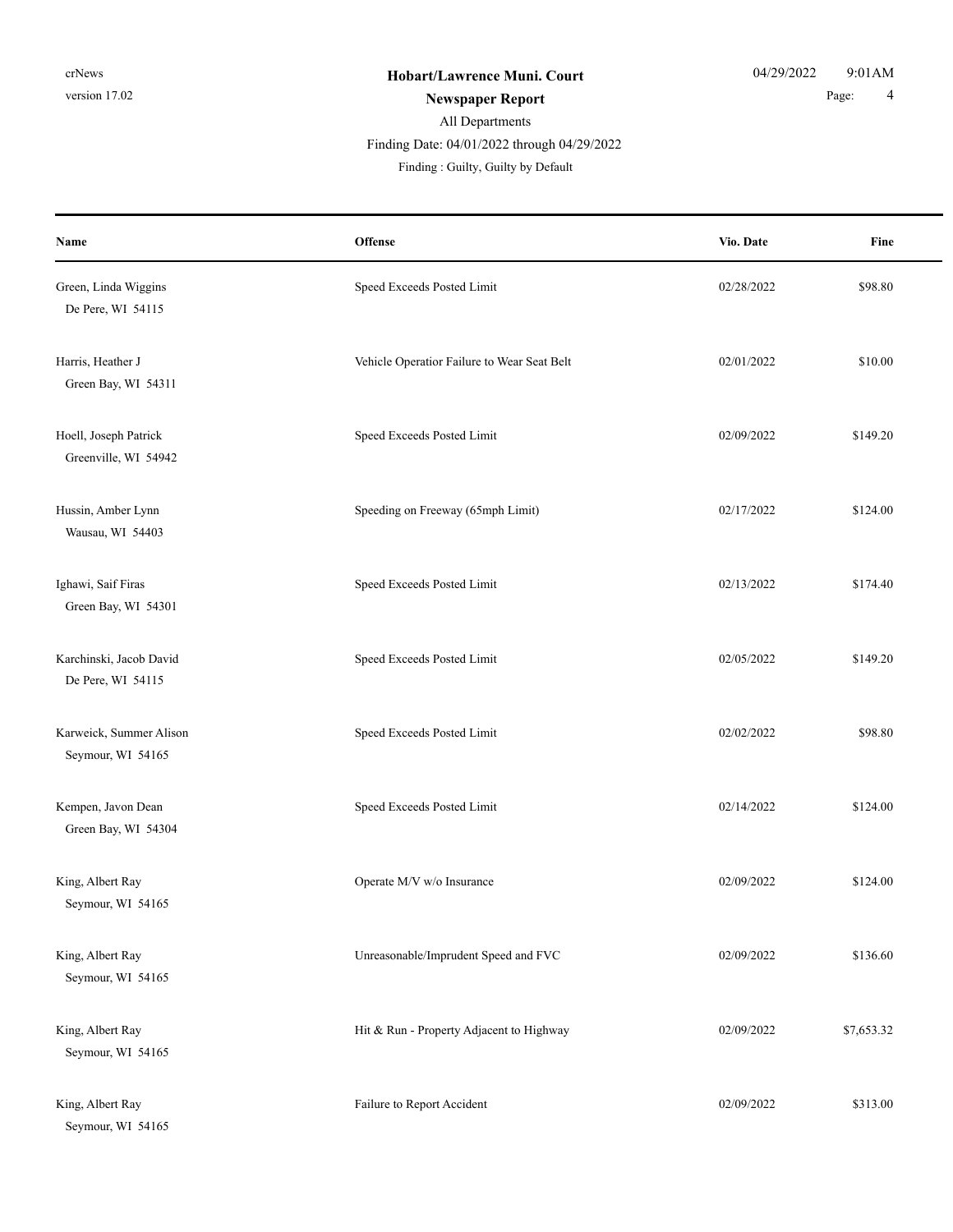| Name | Offense | Vio. Date | Fine |
|---|---|---|---|
| Green, Linda Wiggins<br>De Pere, WI 54115 | Speed Exceeds Posted Limit | 02/28/2022 | $98.80 |
| Harris, Heather J<br>Green Bay, WI 54311 | Vehicle Operatior Failure to Wear Seat Belt | 02/01/2022 | $10.00 |
| Hoell, Joseph Patrick<br>Greenville, WI 54942 | Speed Exceeds Posted Limit | 02/09/2022 | $149.20 |
| Hussin, Amber Lynn<br>Wausau, WI 54403 | Speeding on Freeway (65mph Limit) | 02/17/2022 | $124.00 |
| Ighawi, Saif Firas<br>Green Bay, WI 54301 | Speed Exceeds Posted Limit | 02/13/2022 | $174.40 |
| Karchinski, Jacob David<br>De Pere, WI 54115 | Speed Exceeds Posted Limit | 02/05/2022 | $149.20 |
| Karweick, Summer Alison<br>Seymour, WI 54165 | Speed Exceeds Posted Limit | 02/02/2022 | $98.80 |
| Kempen, Javon Dean<br>Green Bay, WI 54304 | Speed Exceeds Posted Limit | 02/14/2022 | $124.00 |
| King, Albert Ray<br>Seymour, WI 54165 | Operate M/V w/o Insurance | 02/09/2022 | $124.00 |
| King, Albert Ray<br>Seymour, WI 54165 | Unreasonable/Imprudent Speed and FVC | 02/09/2022 | $136.60 |
| King, Albert Ray<br>Seymour, WI 54165 | Hit & Run - Property Adjacent to Highway | 02/09/2022 | $7,653.32 |
| King, Albert Ray<br>Seymour, WI 54165 | Failure to Report Accident | 02/09/2022 | $313.00 |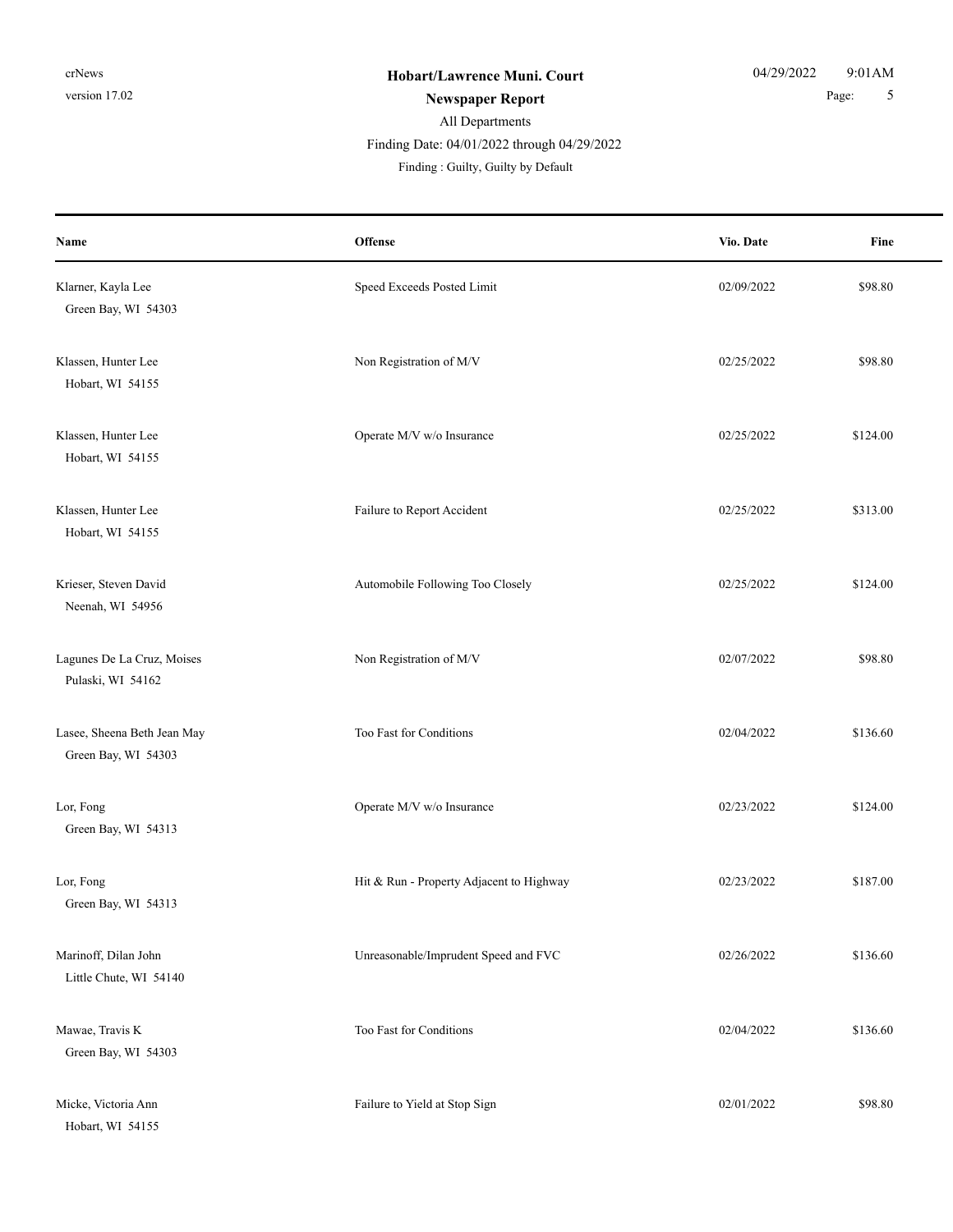| Name | Offense | Vio. Date | Fine |
|---|---|---|---|
| Klarner, Kayla Lee<br>Green Bay, WI 54303 | Speed Exceeds Posted Limit | 02/09/2022 | $98.80 |
| Klassen, Hunter Lee<br>Hobart, WI 54155 | Non Registration of M/V | 02/25/2022 | $98.80 |
| Klassen, Hunter Lee<br>Hobart, WI 54155 | Operate M/V w/o Insurance | 02/25/2022 | $124.00 |
| Klassen, Hunter Lee<br>Hobart, WI 54155 | Failure to Report Accident | 02/25/2022 | $313.00 |
| Krieser, Steven David<br>Neenah, WI 54956 | Automobile Following Too Closely | 02/25/2022 | $124.00 |
| Lagunes De La Cruz, Moises<br>Pulaski, WI 54162 | Non Registration of M/V | 02/07/2022 | $98.80 |
| Lasee, Sheena Beth Jean May<br>Green Bay, WI 54303 | Too Fast for Conditions | 02/04/2022 | $136.60 |
| Lor, Fong<br>Green Bay, WI 54313 | Operate M/V w/o Insurance | 02/23/2022 | $124.00 |
| Lor, Fong<br>Green Bay, WI 54313 | Hit & Run - Property Adjacent to Highway | 02/23/2022 | $187.00 |
| Marinoff, Dilan John<br>Little Chute, WI 54140 | Unreasonable/Imprudent Speed and FVC | 02/26/2022 | $136.60 |
| Mawae, Travis K<br>Green Bay, WI 54303 | Too Fast for Conditions | 02/04/2022 | $136.60 |
| Micke, Victoria Ann<br>Hobart, WI 54155 | Failure to Yield at Stop Sign | 02/01/2022 | $98.80 |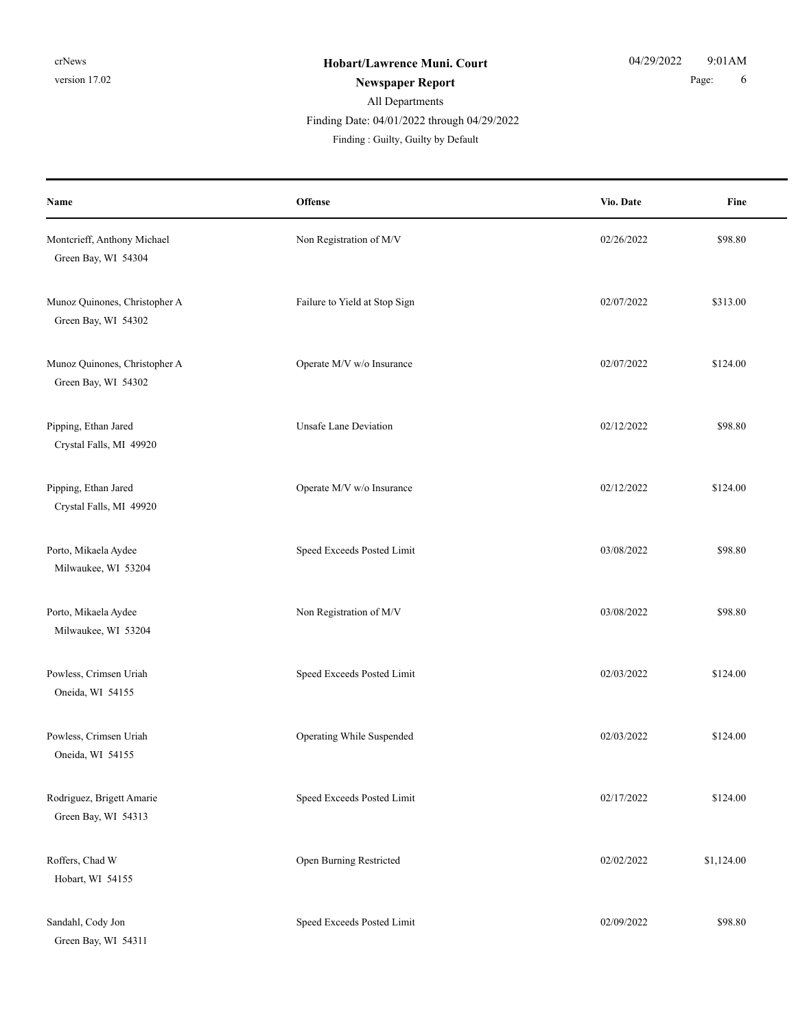**Hobart/Lawrence Muni. Court**

**Newspaper Report**

All Departments

Finding Date: 04/01/2022 through 04/29/2022

Finding : Guilty, Guilty by Default

| Name | Offense | Vio. Date | Fine |
|---|---|---|---|
| Montcrieff, Anthony Michael<br>Green Bay, WI 54304 | Non Registration of M/V | 02/26/2022 | $98.80 |
| Munoz Quinones, Christopher A<br>Green Bay, WI 54302 | Failure to Yield at Stop Sign | 02/07/2022 | $313.00 |
| Munoz Quinones, Christopher A<br>Green Bay, WI 54302 | Operate M/V w/o Insurance | 02/07/2022 | $124.00 |
| Pipping, Ethan Jared<br>Crystal Falls, MI 49920 | Unsafe Lane Deviation | 02/12/2022 | $98.80 |
| Pipping, Ethan Jared<br>Crystal Falls, MI 49920 | Operate M/V w/o Insurance | 02/12/2022 | $124.00 |
| Porto, Mikaela Aydee<br>Milwaukee, WI 53204 | Speed Exceeds Posted Limit | 03/08/2022 | $98.80 |
| Porto, Mikaela Aydee<br>Milwaukee, WI 53204 | Non Registration of M/V | 03/08/2022 | $98.80 |
| Powless, Crimsen Uriah<br>Oneida, WI 54155 | Speed Exceeds Posted Limit | 02/03/2022 | $124.00 |
| Powless, Crimsen Uriah<br>Oneida, WI 54155 | Operating While Suspended | 02/03/2022 | $124.00 |
| Rodriguez, Brigett Amarie<br>Green Bay, WI 54313 | Speed Exceeds Posted Limit | 02/17/2022 | $124.00 |
| Roffers, Chad W<br>Hobart, WI 54155 | Open Burning Restricted | 02/02/2022 | $1,124.00 |
| Sandahl, Cody Jon<br>Green Bay, WI 54311 | Speed Exceeds Posted Limit | 02/09/2022 | $98.80 |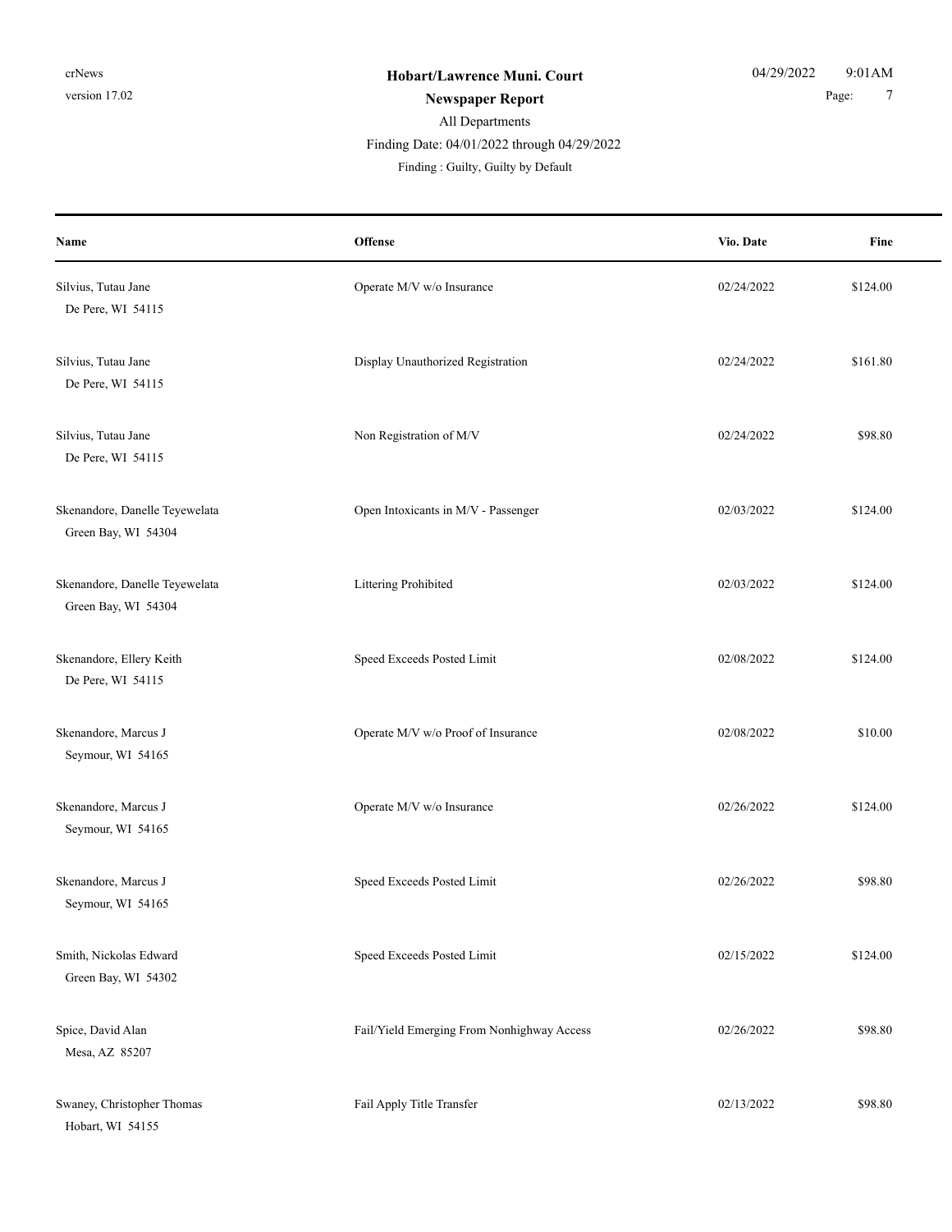**Hobart/Lawrence Muni. Court**

**Newspaper Report**

All Departments

Finding Date: 04/01/2022 through 04/29/2022

Finding : Guilty, Guilty by Default

| Name | Offense | Vio. Date | Fine |
|---|---|---|---|
| Silvius, Tutau Jane<br>De Pere, WI 54115 | Operate M/V w/o Insurance | 02/24/2022 | $124.00 |
| Silvius, Tutau Jane<br>De Pere, WI 54115 | Display Unauthorized Registration | 02/24/2022 | $161.80 |
| Silvius, Tutau Jane<br>De Pere, WI 54115 | Non Registration of M/V | 02/24/2022 | $98.80 |
| Skenandore, Danelle Teyewelata<br>Green Bay, WI 54304 | Open Intoxicants in M/V - Passenger | 02/03/2022 | $124.00 |
| Skenandore, Danelle Teyewelata<br>Green Bay, WI 54304 | Littering Prohibited | 02/03/2022 | $124.00 |
| Skenandore, Ellery Keith<br>De Pere, WI 54115 | Speed Exceeds Posted Limit | 02/08/2022 | $124.00 |
| Skenandore, Marcus J<br>Seymour, WI 54165 | Operate M/V w/o Proof of Insurance | 02/08/2022 | $10.00 |
| Skenandore, Marcus J<br>Seymour, WI 54165 | Operate M/V w/o Insurance | 02/26/2022 | $124.00 |
| Skenandore, Marcus J<br>Seymour, WI 54165 | Speed Exceeds Posted Limit | 02/26/2022 | $98.80 |
| Smith, Nickolas Edward<br>Green Bay, WI 54302 | Speed Exceeds Posted Limit | 02/15/2022 | $124.00 |
| Spice, David Alan<br>Mesa, AZ 85207 | Fail/Yield Emerging From Nonhighway Access | 02/26/2022 | $98.80 |
| Swaney, Christopher Thomas<br>Hobart, WI 54155 | Fail Apply Title Transfer | 02/13/2022 | $98.80 |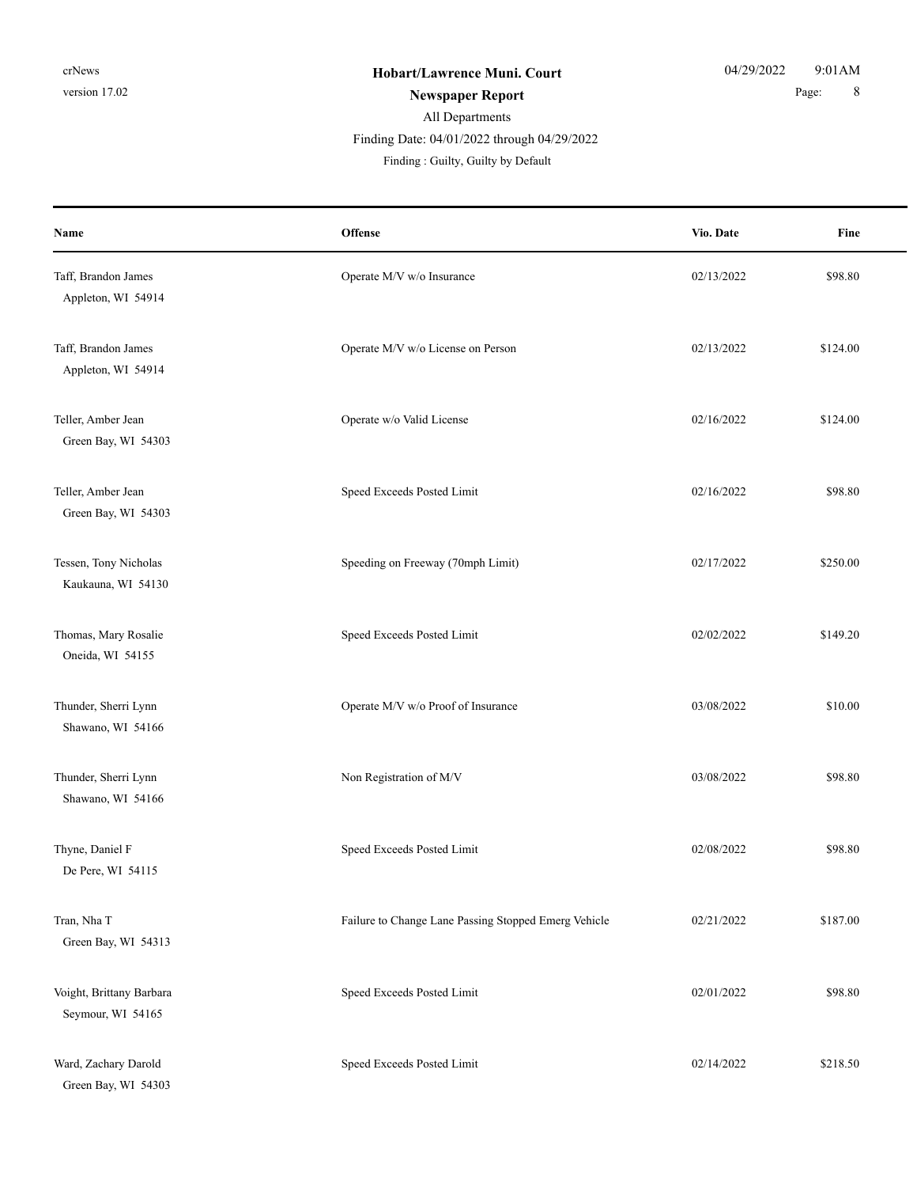| Name | Offense | Vio. Date | Fine |
|---|---|---|---|
| Taff, Brandon James<br>Appleton, WI 54914 | Operate M/V w/o Insurance | 02/13/2022 | $98.80 |
| Taff, Brandon James<br>Appleton, WI 54914 | Operate M/V w/o License on Person | 02/13/2022 | $124.00 |
| Teller, Amber Jean<br>Green Bay, WI 54303 | Operate w/o Valid License | 02/16/2022 | $124.00 |
| Teller, Amber Jean<br>Green Bay, WI 54303 | Speed Exceeds Posted Limit | 02/16/2022 | $98.80 |
| Tessen, Tony Nicholas<br>Kaukauna, WI 54130 | Speeding on Freeway (70mph Limit) | 02/17/2022 | $250.00 |
| Thomas, Mary Rosalie<br>Oneida, WI 54155 | Speed Exceeds Posted Limit | 02/02/2022 | $149.20 |
| Thunder, Sherri Lynn<br>Shawano, WI 54166 | Operate M/V w/o Proof of Insurance | 03/08/2022 | $10.00 |
| Thunder, Sherri Lynn<br>Shawano, WI 54166 | Non Registration of M/V | 03/08/2022 | $98.80 |
| Thyne, Daniel F<br>De Pere, WI 54115 | Speed Exceeds Posted Limit | 02/08/2022 | $98.80 |
| Tran, Nha T<br>Green Bay, WI 54313 | Failure to Change Lane Passing Stopped Emerg Vehicle | 02/21/2022 | $187.00 |
| Voight, Brittany Barbara<br>Seymour, WI 54165 | Speed Exceeds Posted Limit | 02/01/2022 | $98.80 |
| Ward, Zachary Darold<br>Green Bay, WI 54303 | Speed Exceeds Posted Limit | 02/14/2022 | $218.50 |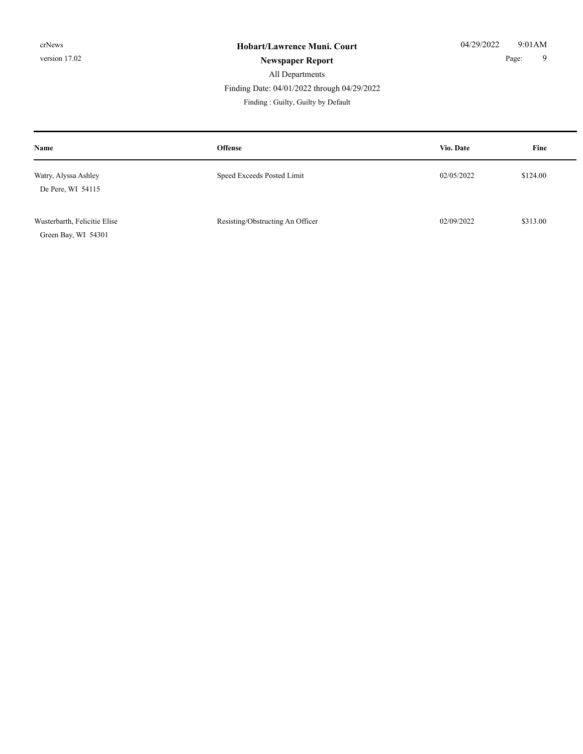| Name | Offense | Vio. Date | Fine |
|---|---|---|---|
| Watry, Alyssa Ashley<br>De Pere, WI 54115 | Speed Exceeds Posted Limit | 02/05/2022 | $124.00 |
| Wusterbarth, Felicitie Elise<br>Green Bay, WI 54301 | Resisting/Obstructing An Officer | 02/09/2022 | $313.00 |